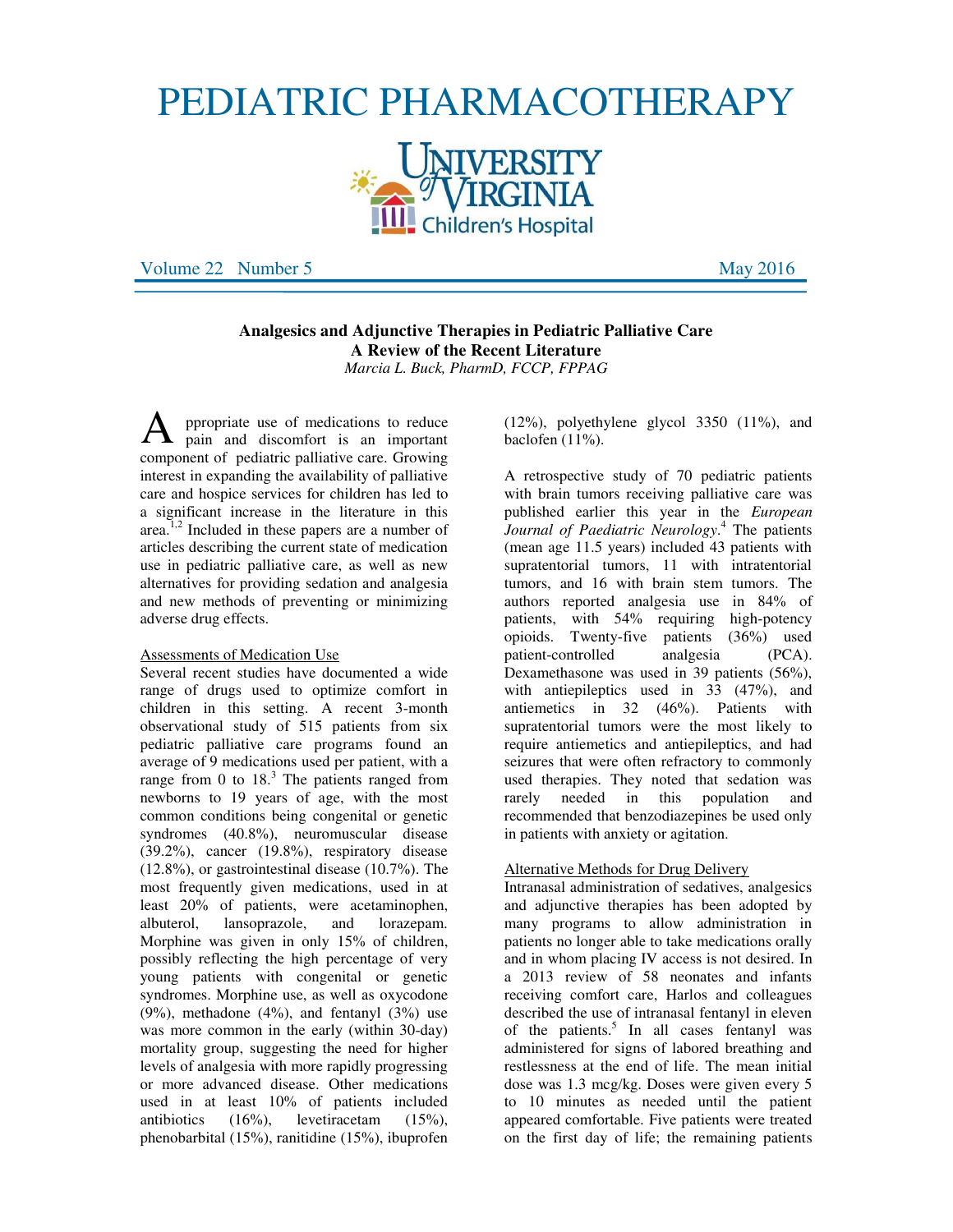# PEDIATRIC PHARMACOTHERAPY

University of Virginia Children's Hospital

Volume 22 Number 5 May 2016

**Analgesics and Adjunctive Therapies in Pediatric Palliative Care**
**A Review of the Recent Literature**
*Marcia L. Buck, PharmD, FCCP, FPPAG*

Appropriate use of medications to reduce pain and discomfort is an important component of pediatric palliative care. Growing interest in expanding the availability of palliative care and hospice services for children has led to a significant increase in the literature in this area.[1,2] Included in these papers are a number of articles describing the current state of medication use in pediatric palliative care, as well as new alternatives for providing sedation and analgesia and new methods of preventing or minimizing adverse drug effects.

## Assessments of Medication Use

Several recent studies have documented a wide range of drugs used to optimize comfort in children in this setting. A recent 3-month observational study of 515 patients from six pediatric palliative care programs found an average of 9 medications used per patient, with a range from 0 to 18.[3] The patients ranged from newborns to 19 years of age, with the most common conditions being congenital or genetic syndromes (40.8%), neuromuscular disease (39.2%), cancer (19.8%), respiratory disease (12.8%), or gastrointestinal disease (10.7%). The most frequently given medications, used in at least 20% of patients, were acetaminophen, albuterol, lansoprazole, and lorazepam. Morphine was given in only 15% of children, possibly reflecting the high percentage of very young patients with congenital or genetic syndromes. Morphine use, as well as oxycodone (9%), methadone (4%), and fentanyl (3%) use was more common in the early (within 30-day) mortality group, suggesting the need for higher levels of analgesia with more rapidly progressing or more advanced disease. Other medications used in at least 10% of patients included antibiotics (16%), levetiracetam (15%), phenobarbital (15%), ranitidine (15%), ibuprofen (12%), polyethylene glycol 3350 (11%), and baclofen (11%).

A retrospective study of 70 pediatric patients with brain tumors receiving palliative care was published earlier this year in the *European Journal of Paediatric Neurology*.[4] The patients (mean age 11.5 years) included 43 patients with supratentorial tumors, 11 with intratentorial tumors, and 16 with brain stem tumors. The authors reported analgesia use in 84% of patients, with 54% requiring high-potency opioids. Twenty-five patients (36%) used patient-controlled analgesia (PCA). Dexamethasone was used in 39 patients (56%), with antiepileptics used in 33 (47%), and antiemetics in 32 (46%). Patients with supratentorial tumors were the most likely to require antiemetics and antiepileptics, and had seizures that were often refractory to commonly used therapies. They noted that sedation was rarely needed in this population and recommended that benzodiazepines be used only in patients with anxiety or agitation.

## Alternative Methods for Drug Delivery

Intranasal administration of sedatives, analgesics and adjunctive therapies has been adopted by many programs to allow administration in patients no longer able to take medications orally and in whom placing IV access is not desired. In a 2013 review of 58 neonates and infants receiving comfort care, Harlos and colleagues described the use of intranasal fentanyl in eleven of the patients.[5] In all cases fentanyl was administered for signs of labored breathing and restlessness at the end of life. The mean initial dose was 1.3 mcg/kg. Doses were given every 5 to 10 minutes as needed until the patient appeared comfortable. Five patients were treated on the first day of life; the remaining patients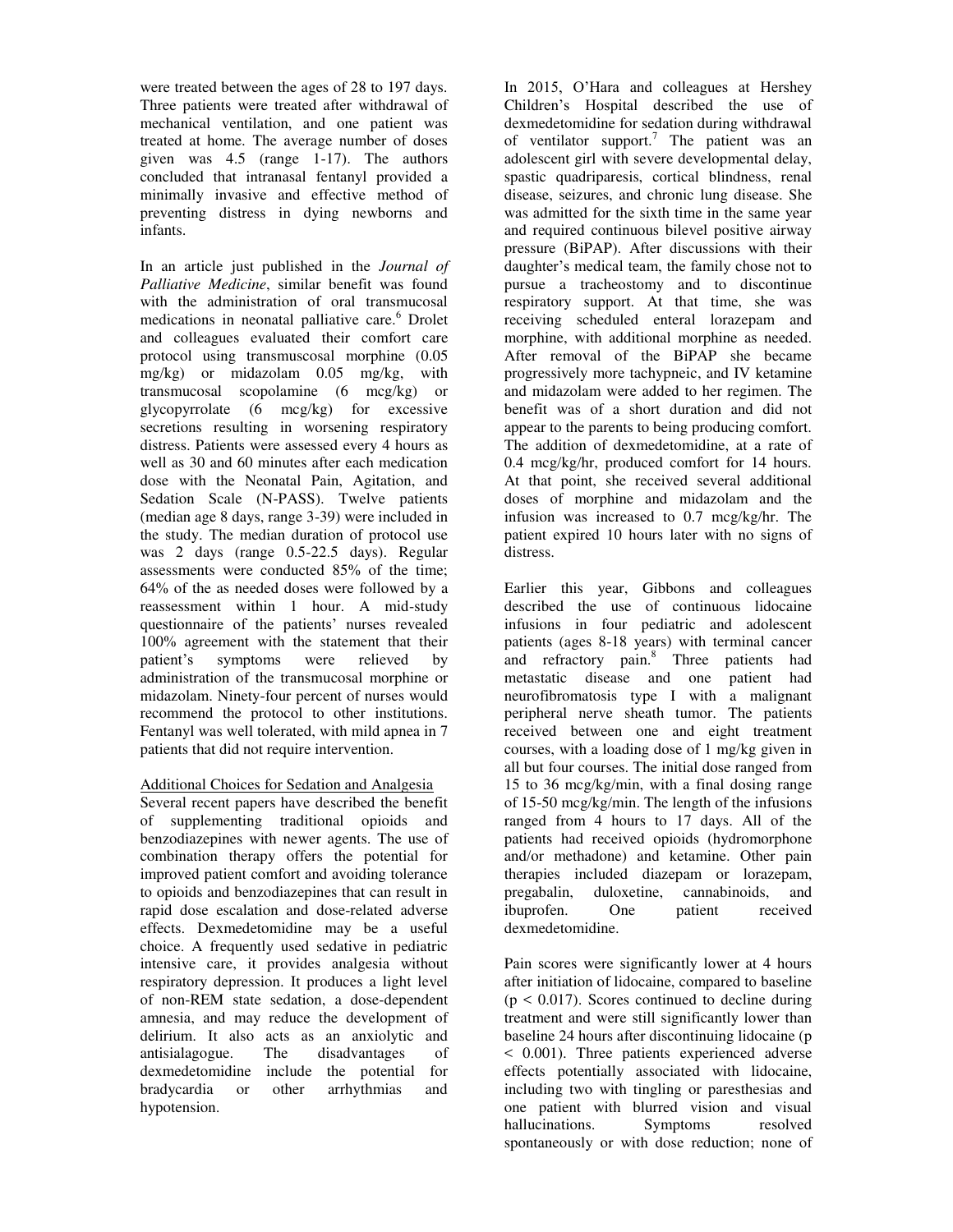were treated between the ages of 28 to 197 days. Three patients were treated after withdrawal of mechanical ventilation, and one patient was treated at home. The average number of doses given was 4.5 (range 1-17). The authors concluded that intranasal fentanyl provided a minimally invasive and effective method of preventing distress in dying newborns and infants.

In an article just published in the *Journal of Palliative Medicine*, similar benefit was found with the administration of oral transmucosal medications in neonatal palliative care.[6] Drolet and colleagues evaluated their comfort care protocol using transmuscosal morphine (0.05 mg/kg) or midazolam 0.05 mg/kg, with transmucosal scopolamine (6 mcg/kg) or glycopyrrolate (6 mcg/kg) for excessive secretions resulting in worsening respiratory distress. Patients were assessed every 4 hours as well as 30 and 60 minutes after each medication dose with the Neonatal Pain, Agitation, and Sedation Scale (N-PASS). Twelve patients (median age 8 days, range 3-39) were included in the study. The median duration of protocol use was 2 days (range 0.5-22.5 days). Regular assessments were conducted 85% of the time; 64% of the as needed doses were followed by a reassessment within 1 hour. A mid-study questionnaire of the patients' nurses revealed 100% agreement with the statement that their patient's symptoms were relieved by administration of the transmucosal morphine or midazolam. Ninety-four percent of nurses would recommend the protocol to other institutions. Fentanyl was well tolerated, with mild apnea in 7 patients that did not require intervention.

Additional Choices for Sedation and Analgesia

Several recent papers have described the benefit of supplementing traditional opioids and benzodiazepines with newer agents. The use of combination therapy offers the potential for improved patient comfort and avoiding tolerance to opioids and benzodiazepines that can result in rapid dose escalation and dose-related adverse effects. Dexmedetomidine may be a useful choice. A frequently used sedative in pediatric intensive care, it provides analgesia without respiratory depression. It produces a light level of non-REM state sedation, a dose-dependent amnesia, and may reduce the development of delirium. It also acts as an anxiolytic and antisialagogue. The disadvantages of dexmedetomidine include the potential for bradycardia or other arrhythmias and hypotension.

In 2015, O'Hara and colleagues at Hershey Children's Hospital described the use of dexmedetomidine for sedation during withdrawal of ventilator support.[7] The patient was an adolescent girl with severe developmental delay, spastic quadriparesis, cortical blindness, renal disease, seizures, and chronic lung disease. She was admitted for the sixth time in the same year and required continuous bilevel positive airway pressure (BiPAP). After discussions with their daughter's medical team, the family chose not to pursue a tracheostomy and to discontinue respiratory support. At that time, she was receiving scheduled enteral lorazepam and morphine, with additional morphine as needed. After removal of the BiPAP she became progressively more tachypneic, and IV ketamine and midazolam were added to her regimen. The benefit was of a short duration and did not appear to the parents to being producing comfort. The addition of dexmedetomidine, at a rate of 0.4 mcg/kg/hr, produced comfort for 14 hours. At that point, she received several additional doses of morphine and midazolam and the infusion was increased to 0.7 mcg/kg/hr. The patient expired 10 hours later with no signs of distress.

Earlier this year, Gibbons and colleagues described the use of continuous lidocaine infusions in four pediatric and adolescent patients (ages 8-18 years) with terminal cancer and refractory pain.[8] Three patients had metastatic disease and one patient had neurofibromatosis type I with a malignant peripheral nerve sheath tumor. The patients received between one and eight treatment courses, with a loading dose of 1 mg/kg given in all but four courses. The initial dose ranged from 15 to 36 mcg/kg/min, with a final dosing range of 15-50 mcg/kg/min. The length of the infusions ranged from 4 hours to 17 days. All of the patients had received opioids (hydromorphone and/or methadone) and ketamine. Other pain therapies included diazepam or lorazepam, pregabalin, duloxetine, cannabinoids, and ibuprofen. One patient received dexmedetomidine.

Pain scores were significantly lower at 4 hours after initiation of lidocaine, compared to baseline ($p < 0.017$). Scores continued to decline during treatment and were still significantly lower than baseline 24 hours after discontinuing lidocaine ($p < 0.001$). Three patients experienced adverse effects potentially associated with lidocaine, including two with tingling or paresthesias and one patient with blurred vision and visual hallucinations. Symptoms resolved spontaneously or with dose reduction; none of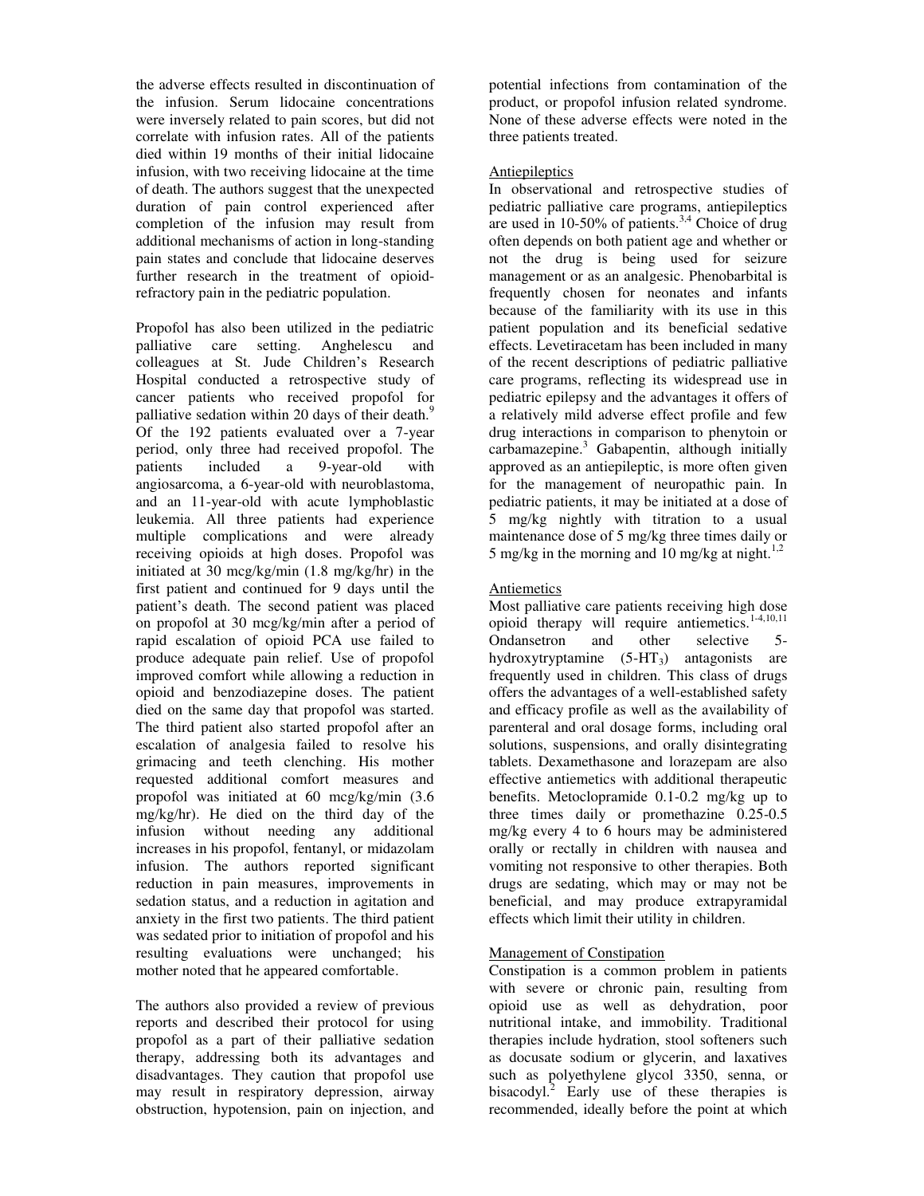the adverse effects resulted in discontinuation of the infusion. Serum lidocaine concentrations were inversely related to pain scores, but did not correlate with infusion rates. All of the patients died within 19 months of their initial lidocaine infusion, with two receiving lidocaine at the time of death. The authors suggest that the unexpected duration of pain control experienced after completion of the infusion may result from additional mechanisms of action in long-standing pain states and conclude that lidocaine deserves further research in the treatment of opioid-refractory pain in the pediatric population.

Propofol has also been utilized in the pediatric palliative care setting. Anghelescu and colleagues at St. Jude Children's Research Hospital conducted a retrospective study of cancer patients who received propofol for palliative sedation within 20 days of their death.[9] Of the 192 patients evaluated over a 7-year period, only three had received propofol. The patients included a 9-year-old with angiosarcoma, a 6-year-old with neuroblastoma, and an 11-year-old with acute lymphoblastic leukemia. All three patients had experience multiple complications and were already receiving opioids at high doses. Propofol was initiated at 30 mcg/kg/min (1.8 mg/kg/hr) in the first patient and continued for 9 days until the patient's death. The second patient was placed on propofol at 30 mcg/kg/min after a period of rapid escalation of opioid PCA use failed to produce adequate pain relief. Use of propofol improved comfort while allowing a reduction in opioid and benzodiazepine doses. The patient died on the same day that propofol was started. The third patient also started propofol after an escalation of analgesia failed to resolve his grimacing and teeth clenching. His mother requested additional comfort measures and propofol was initiated at 60 mcg/kg/min (3.6 mg/kg/hr). He died on the third day of the infusion without needing any additional increases in his propofol, fentanyl, or midazolam infusion. The authors reported significant reduction in pain measures, improvements in sedation status, and a reduction in agitation and anxiety in the first two patients. The third patient was sedated prior to initiation of propofol and his resulting evaluations were unchanged; his mother noted that he appeared comfortable.

The authors also provided a review of previous reports and described their protocol for using propofol as a part of their palliative sedation therapy, addressing both its advantages and disadvantages. They caution that propofol use may result in respiratory depression, airway obstruction, hypotension, pain on injection, and potential infections from contamination of the product, or propofol infusion related syndrome. None of these adverse effects were noted in the three patients treated.

## Antiepileptics

In observational and retrospective studies of pediatric palliative care programs, antiepileptics are used in 10-50% of patients.[3,4] Choice of drug often depends on both patient age and whether or not the drug is being used for seizure management or as an analgesic. Phenobarbital is frequently chosen for neonates and infants because of the familiarity with its use in this patient population and its beneficial sedative effects. Levetiracetam has been included in many of the recent descriptions of pediatric palliative care programs, reflecting its widespread use in pediatric epilepsy and the advantages it offers of a relatively mild adverse effect profile and few drug interactions in comparison to phenytoin or carbamazepine.[3] Gabapentin, although initially approved as an antiepileptic, is more often given for the management of neuropathic pain. In pediatric patients, it may be initiated at a dose of 5 mg/kg nightly with titration to a usual maintenance dose of 5 mg/kg three times daily or 5 mg/kg in the morning and 10 mg/kg at night.[1,2]

## Antiemetics

Most palliative care patients receiving high dose opioid therapy will require antiemetics.[1-4,10,11] Ondansetron and other selective 5-hydroxytryptamine ($5\text{-}HT_3$) antagonists are frequently used in children. This class of drugs offers the advantages of a well-established safety and efficacy profile as well as the availability of parenteral and oral dosage forms, including oral solutions, suspensions, and orally disintegrating tablets. Dexamethasone and lorazepam are also effective antiemetics with additional therapeutic benefits. Metoclopramide 0.1-0.2 mg/kg up to three times daily or promethazine 0.25-0.5 mg/kg every 4 to 6 hours may be administered orally or rectally in children with nausea and vomiting not responsive to other therapies. Both drugs are sedating, which may or may not be beneficial, and may produce extrapyramidal effects which limit their utility in children.

## Management of Constipation

Constipation is a common problem in patients with severe or chronic pain, resulting from opioid use as well as dehydration, poor nutritional intake, and immobility. Traditional therapies include hydration, stool softeners such as docusate sodium or glycerin, and laxatives such as polyethylene glycol 3350, senna, or bisacodyl.[2] Early use of these therapies is recommended, ideally before the point at which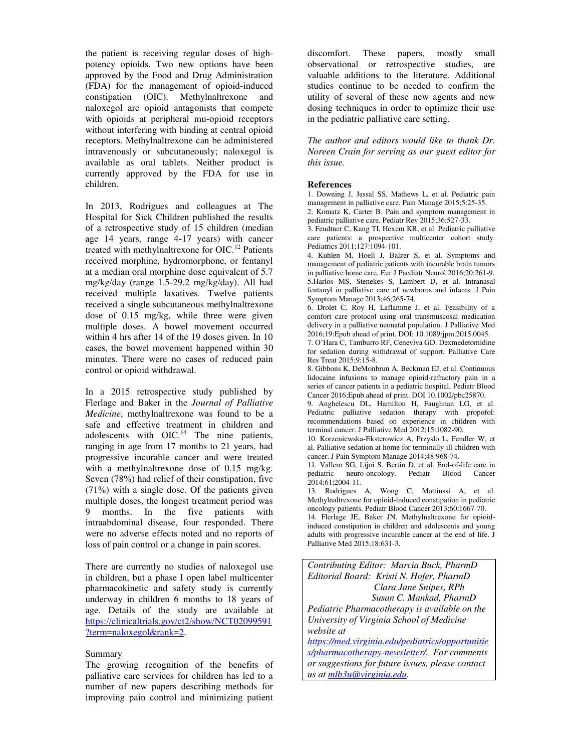the patient is receiving regular doses of high-potency opioids. Two new options have been approved by the Food and Drug Administration (FDA) for the management of opioid-induced constipation (OIC). Methylnaltrexone and naloxegol are opioid antagonists that compete with opioids at peripheral mu-opioid receptors without interfering with binding at central opioid receptors. Methylnaltrexone can be administered intravenously or subcutaneously; naloxegol is available as oral tablets. Neither product is currently approved by the FDA for use in children.

In 2013, Rodrigues and colleagues at The Hospital for Sick Children published the results of a retrospective study of 15 children (median age 14 years, range 4-17 years) with cancer treated with methylnaltrexone for OIC.[12] Patients received morphine, hydromorphone, or fentanyl at a median oral morphine dose equivalent of 5.7 mg/kg/day (range 1.5-29.2 mg/kg/day). All had received multiple laxatives. Twelve patients received a single subcutaneous methylnaltrexone dose of 0.15 mg/kg, while three were given multiple doses. A bowel movement occurred within 4 hrs after 14 of the 19 doses given. In 10 cases, the bowel movement happened within 30 minutes. There were no cases of reduced pain control or opioid withdrawal.

In a 2015 retrospective study published by Flerlage and Baker in the *Journal of Palliative Medicine*, methylnaltrexone was found to be a safe and effective treatment in children and adolescents with OIC.[14] The nine patients, ranging in age from 17 months to 21 years, had progressive incurable cancer and were treated with a methylnaltrexone dose of 0.15 mg/kg. Seven (78%) had relief of their constipation, five (71%) with a single dose. Of the patients given multiple doses, the longest treatment period was 9 months. In the five patients with intraabdominal disease, four responded. There were no adverse effects noted and no reports of loss of pain control or a change in pain scores.

There are currently no studies of naloxegol use in children, but a phase I open label multicenter pharmacokinetic and safety study is currently underway in children 6 months to 18 years of age. Details of the study are available at https://clinicaltrials.gov/ct2/show/NCT02099591?term=naloxegol&rank=2.

## Summary

The growing recognition of the benefits of palliative care services for children has led to a number of new papers describing methods for improving pain control and minimizing patient discomfort. These papers, mostly small observational or retrospective studies, are valuable additions to the literature. Additional studies continue to be needed to confirm the utility of several of these new agents and new dosing techniques in order to optimize their use in the pediatric palliative care setting.

*The author and editors would like to thank Dr. Noreen Crain for serving as our guest editor for this issue.*

## References

1. Downing J, Jassal SS, Mathews L, et al. Pediatric pain management in palliative care. Pain Manage 2015;5:25-35.
2. Komatz K, Carter B. Pain and symptom management in pediatric palliative care. Pediatr Rev 2015;36:527-33.
3. Feudtner C, Kang TI, Hexem KR, et al. Pediatric palliative care patients: a prospective multicenter cohort study. Pediatrics 2011;127:1094-101.
4. Kuhlen M, Hoell J, Balzer S, et al. Symptoms and management of pediatric patients with incurable brain tumors in palliative home care. Eur J Paediatr Neurol 2016;20:261-9.
5. Harlos MS, Stenekes S, Lambert D, et al. Intranasal fentanyl in palliative care of newborns and infants. J Pain Symptom Manage 2013;46;265-74.
6. Drolet C, Roy H, Laflamme J, et al. Feasibility of a comfort care protocol using oral transmuscosal medication delivery in a palliative neonatal population. J Palliative Med 2016;19:Epub ahead of print. DOI: 10.1089/jpm.2015.0045.
7. O'Hara C, Tamburro RF, Ceneviva GD. Dexmedetomidine for sedation during withdrawal of support. Palliative Care Res Treat 2015;9:15-8.
8. Gibbons K, DeMonbrun A, Beckman EJ, et al. Continuous lidocaine infusions to manage opioid-refractory pain in a series of cancer patients in a pediatric hospital. Pediatr Blood Cancer 2016;Epub ahead of print. DOI 10.1002/pbc25870.
9. Anghelescu DL, Hamilton H, Faughnan LG, et al. Pediatric palliative sedation therapy with propofol: recommendations based on experience in children with terminal cancer. J Palliative Med 2012;15:1082-90.
10. Korzeniewska-Eksterowicz A, Przyslo L, Fendler W, et al. Palliative sedation at home for terminally ill children with cancer. J Pain Symptom Manage 2014;48:968-74.
11. Vallero SG, Lijoi S, Bertin D, et al. End-of-life care in pediatric neuro-oncology. Pediatr Blood Cancer 2014;61;2004-11.
13. Rodrigues A, Wong C, Mattiussi A, et al. Methylnaltrexone for opioid-induced constipation in pediatric oncology patients. Pediatr Blood Cancer 2013;60:1667-70.
14. Flerlage JE, Baker JN. Methylnaltrexone for opioid-induced constipation in children and adolescents and young adults with progressive incurable cancer at the end of life. J Palliative Med 2015;18:631-3.

*Contributing Editor: Marcia Buck, PharmD*
*Editorial Board: Kristi N. Hofer, PharmD*
*Clara Jane Snipes, RPh*
*Susan C. Mankad, PharmD*
*Pediatric Pharmacotherapy is available on the University of Virginia School of Medicine website at* *https://med.virginia.edu/pediatrics/opportunities/pharmacotherapy-newsletter/*. *For comments or suggestions for future issues, please contact us at mlb3u@virginia.edu.*